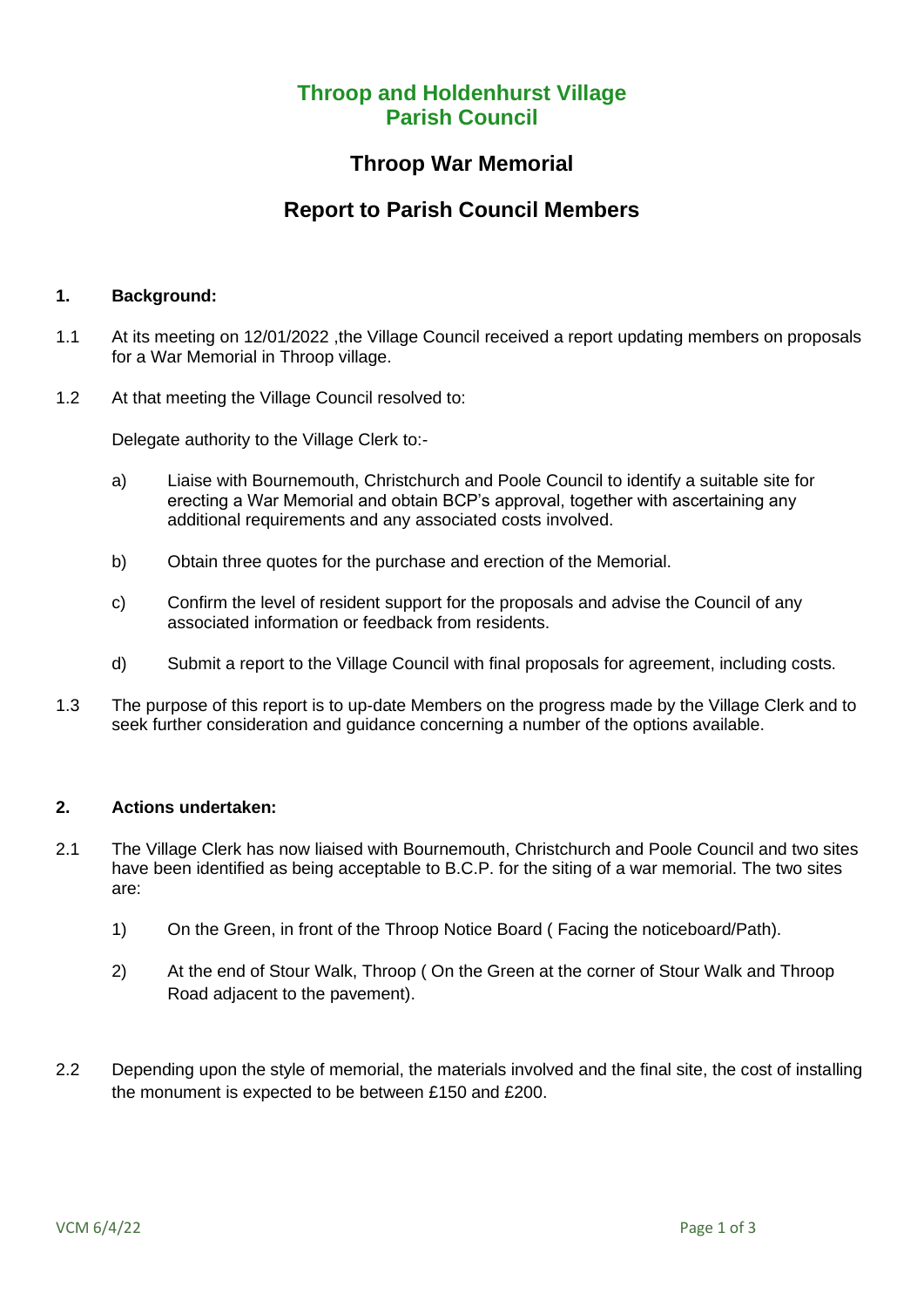# Throop and Holdenhurst Village Parish Council

## Throop War Memorial

## Report to Parish Council Members

### 1. Background:

1.1 At its meeting on 12/01/2022 ,the Village Council received a report updating members on proposals for a War Memorial in Throop village.

1.2 At that meeting the Village Council resolved to:

Delegate authority to the Village Clerk to:-

a) Liaise with Bournemouth, Christchurch and Poole Council to identify a suitable site for erecting a War Memorial and obtain BCP's approval, together with ascertaining any additional requirements and any associated costs involved.

b) Obtain three quotes for the purchase and erection of the Memorial.

c) Confirm the level of resident support for the proposals and advise the Council of any associated information or feedback from residents.

d) Submit a report to the Village Council with final proposals for agreement, including costs.

1.3 The purpose of this report is to up-date Members on the progress made by the Village Clerk and to seek further consideration and guidance concerning a number of the options available.

### 2. Actions undertaken:

2.1 The Village Clerk has now liaised with Bournemouth, Christchurch and Poole Council and two sites have been identified as being acceptable to B.C.P. for the siting of a war memorial. The two sites are:

1) On the Green, in front of the Throop Notice Board ( Facing the noticeboard/Path).

2) At the end of Stour Walk, Throop ( On the Green at the corner of Stour Walk and Throop Road adjacent to the pavement).

2.2 Depending upon the style of memorial, the materials involved and the final site, the cost of installing the monument is expected to be between £150 and £200.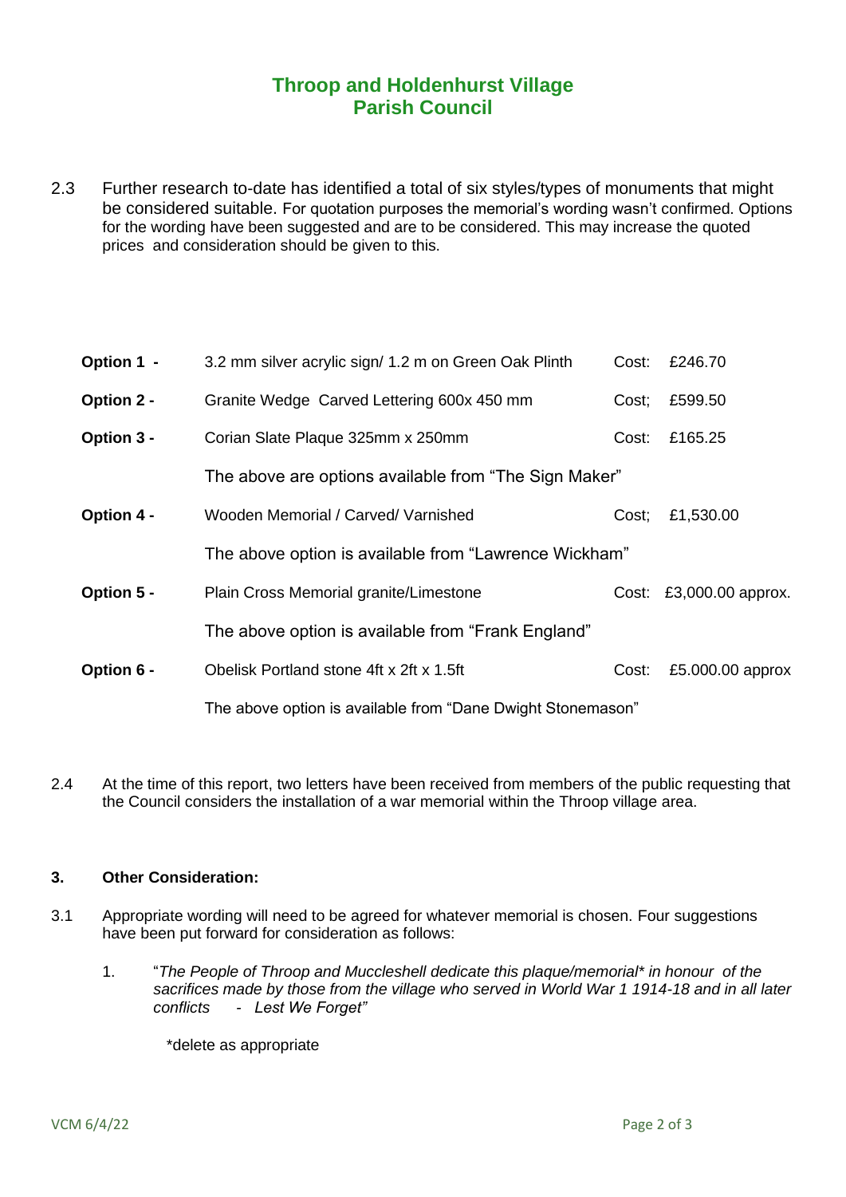# Throop and Holdenhurst Village Parish Council

2.3 Further research to-date has identified a total of six styles/types of monuments that might be considered suitable. For quotation purposes the memorial's wording wasn't confirmed. Options for the wording have been suggested and are to be considered. This may increase the quoted prices and consideration should be given to this.

| | | | |
|---|---|---|---|
| **Option 1 -** | 3.2 mm silver acrylic sign/ 1.2 m on Green Oak Plinth | Cost: | £246.70 |
| **Option 2 -** | Granite Wedge Carved Lettering 600x 450 mm | Cost; | £599.50 |
| **Option 3 -** | Corian Slate Plaque 325mm x 250mm | Cost: | £165.25 |
| | The above are options available from "The Sign Maker" | | |
| **Option 4 -** | Wooden Memorial / Carved/ Varnished | Cost; | £1,530.00 |
| | The above option is available from "Lawrence Wickham" | | |
| **Option 5 -** | Plain Cross Memorial granite/Limestone | Cost: | £3,000.00 approx. |
| | The above option is available from "Frank England" | | |
| **Option 6 -** | Obelisk Portland stone 4ft x 2ft x 1.5ft | Cost: | £5.000.00 approx |
| | The above option is available from "Dane Dwight Stonemason" | | |

2.4 At the time of this report, two letters have been received from members of the public requesting that the Council considers the installation of a war memorial within the Throop village area.

### 3. Other Consideration:

3.1 Appropriate wording will need to be agreed for whatever memorial is chosen. Four suggestions have been put forward for consideration as follows:

1. "*The People of Throop and Muccleshell dedicate this plaque/memorial* in honour of the sacrifices made by those from the village who served in World War 1 1914-18 and in all later conflicts - Lest We Forget"*

   *delete as appropriate

VCM 6/4/22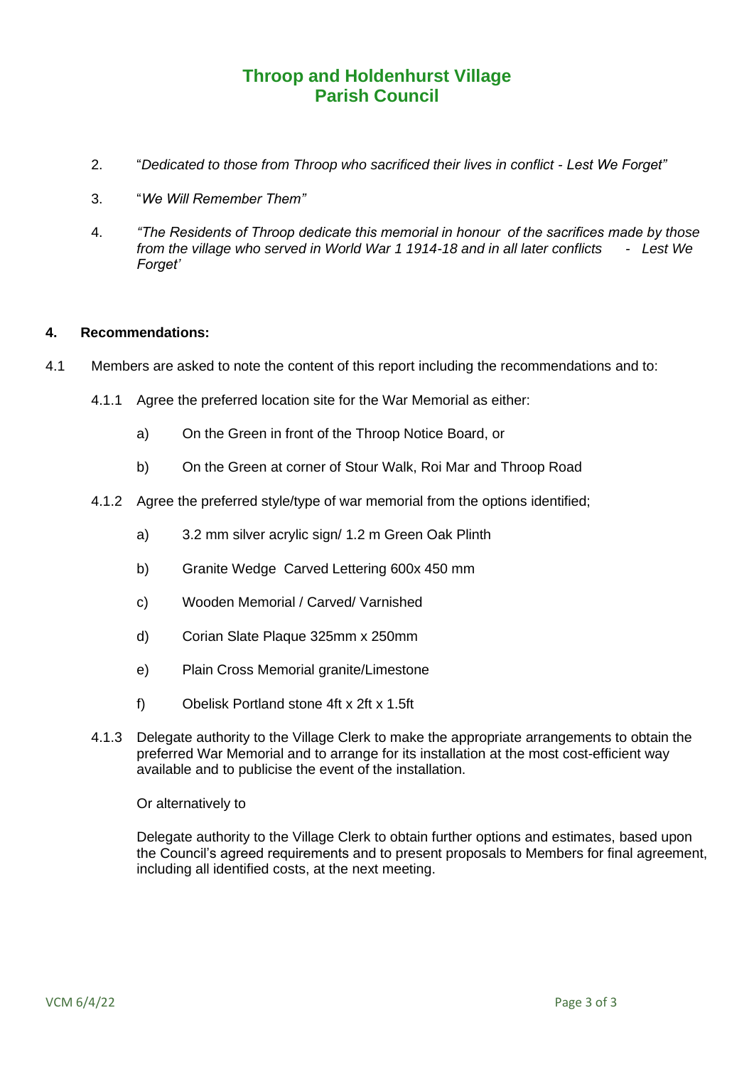2. "*Dedicated to those from Throop who sacrificed their lives in conflict - Lest We Forget"*

3. "*We Will Remember Them"*

4. *"The Residents of Throop dedicate this memorial in honour of the sacrifices made by those from the village who served in World War 1 1914-18 and in all later conflicts - Lest We Forget'*

**4. Recommendations:**

4.1 Members are asked to note the content of this report including the recommendations and to:

4.1.1 Agree the preferred location site for the War Memorial as either:

a) On the Green in front of the Throop Notice Board, or

b) On the Green at corner of Stour Walk, Roi Mar and Throop Road

4.1.2 Agree the preferred style/type of war memorial from the options identified;

a) 3.2 mm silver acrylic sign/ 1.2 m Green Oak Plinth

b) Granite Wedge Carved Lettering 600x 450 mm

c) Wooden Memorial / Carved/ Varnished

d) Corian Slate Plaque 325mm x 250mm

e) Plain Cross Memorial granite/Limestone

f) Obelisk Portland stone 4ft x 2ft x 1.5ft

4.1.3 Delegate authority to the Village Clerk to make the appropriate arrangements to obtain the preferred War Memorial and to arrange for its installation at the most cost-efficient way available and to publicise the event of the installation.

Or alternatively to

Delegate authority to the Village Clerk to obtain further options and estimates, based upon the Council's agreed requirements and to present proposals to Members for final agreement, including all identified costs, at the next meeting.